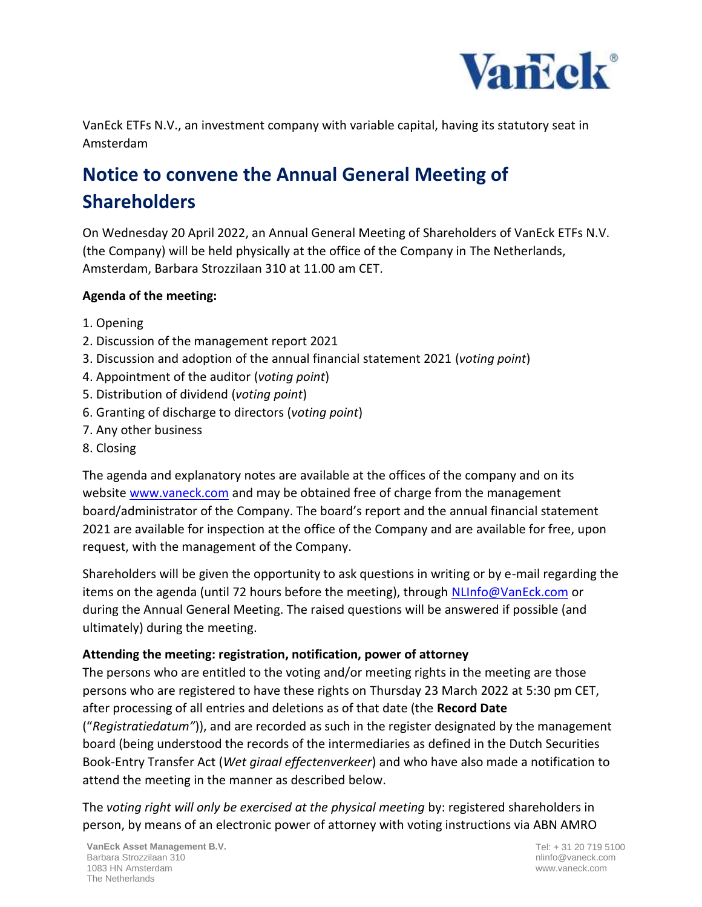VanEck ETFs N.V., an investment company with variable capital, having its statutory seat in Amsterdam

# Notice to convene the Annual General Meeting of Shareholders

On Wednesday 20 April 2022, an Annual General Meeting of Shareholders of VanEck ETFs N.V. (the Company) will be held physically at the office of the Company in The Netherlands, Amsterdam, Barbara Strozzilaan 310 at 11.00 am CET.

**Agenda of the meeting:**

1. Opening
2. Discussion of the management report 2021
3. Discussion and adoption of the annual financial statement 2021 (*voting point*)
4. Appointment of the auditor (*voting point*)
5. Distribution of dividend (*voting point*)
6. Granting of discharge to directors (*voting point*)
7. Any other business
8. Closing

The agenda and explanatory notes are available at the offices of the company and on its website www.vaneck.com and may be obtained free of charge from the management board/administrator of the Company. The board's report and the annual financial statement 2021 are available for inspection at the office of the Company and are available for free, upon request, with the management of the Company.

Shareholders will be given the opportunity to ask questions in writing or by e-mail regarding the items on the agenda (until 72 hours before the meeting), through NLInfo@VanEck.com or during the Annual General Meeting. The raised questions will be answered if possible (and ultimately) during the meeting.

**Attending the meeting: registration, notification, power of attorney**

The persons who are entitled to the voting and/or meeting rights in the meeting are those persons who are registered to have these rights on Thursday 23 March 2022 at 5:30 pm CET, after processing of all entries and deletions as of that date (the **Record Date** ("*Registratiedatum"*)), and are recorded as such in the register designated by the management board (being understood the records of the intermediaries as defined in the Dutch Securities Book-Entry Transfer Act (*Wet giraal effectenverkeer*) and who have also made a notification to attend the meeting in the manner as described below.

The *voting right will only be exercised at the physical meeting* by: registered shareholders in person, by means of an electronic power of attorney with voting instructions via ABN AMRO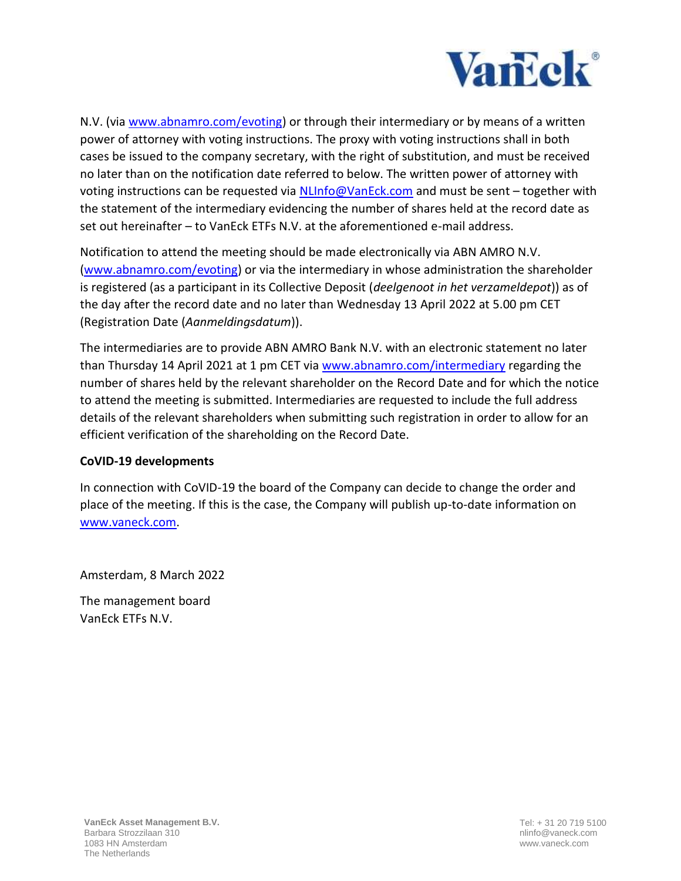N.V. (via www.abnamro.com/evoting) or through their intermediary or by means of a written power of attorney with voting instructions. The proxy with voting instructions shall in both cases be issued to the company secretary, with the right of substitution, and must be received no later than on the notification date referred to below. The written power of attorney with voting instructions can be requested via NLInfo@VanEck.com and must be sent – together with the statement of the intermediary evidencing the number of shares held at the record date as set out hereinafter – to VanEck ETFs N.V. at the aforementioned e-mail address.

Notification to attend the meeting should be made electronically via ABN AMRO N.V. (www.abnamro.com/evoting) or via the intermediary in whose administration the shareholder is registered (as a participant in its Collective Deposit (*deelgenoot in het verzameldepot*)) as of the day after the record date and no later than Wednesday 13 April 2022 at 5.00 pm CET (Registration Date (*Aanmeldingsdatum*)).

The intermediaries are to provide ABN AMRO Bank N.V. with an electronic statement no later than Thursday 14 April 2021 at 1 pm CET via www.abnamro.com/intermediary regarding the number of shares held by the relevant shareholder on the Record Date and for which the notice to attend the meeting is submitted. Intermediaries are requested to include the full address details of the relevant shareholders when submitting such registration in order to allow for an efficient verification of the shareholding on the Record Date.

**CoVID-19 developments**

In connection with CoVID-19 the board of the Company can decide to change the order and place of the meeting. If this is the case, the Company will publish up-to-date information on www.vaneck.com.

Amsterdam, 8 March 2022

The management board
VanEck ETFs N.V.

**VanEck Asset Management B.V.**
Barbara Strozzilaan 310
1083 HN Amsterdam
The Netherlands

Tel: + 31 20 719 5100
nlinfo@vaneck.com
www.vaneck.com